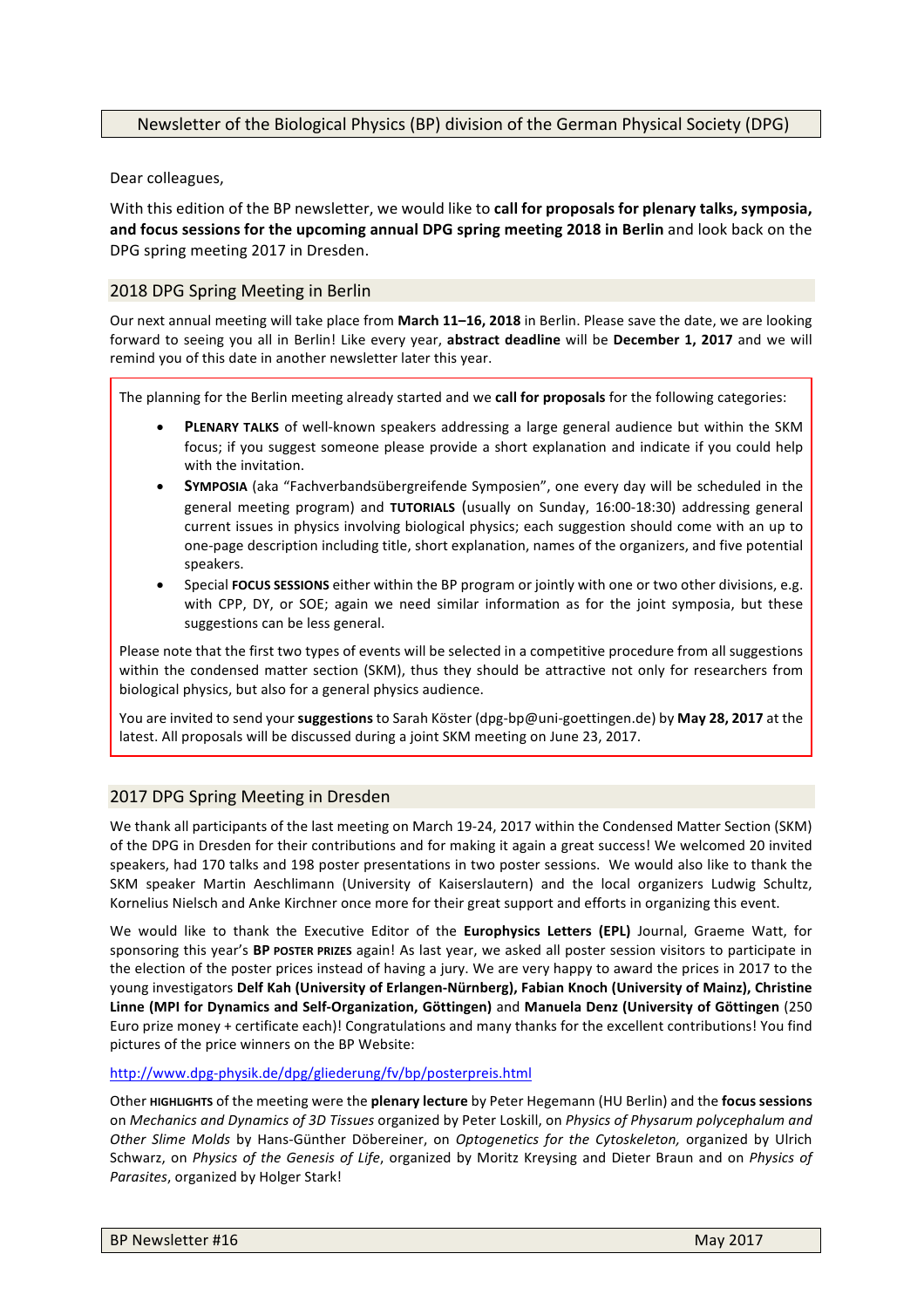# Newsletter of the Biological Physics (BP) division of the German Physical Society (DPG)

Dear colleagues,

With this edition of the BP newsletter, we would like to **call for proposals for plenary talks, symposia, and focus sessions for the upcoming annual DPG spring meeting 2018 in Berlin** and look back on the DPG spring meeting 2017 in Dresden.

## 2018 DPG Spring Meeting in Berlin

Our next annual meeting will take place from **March 11–16, 2018** in Berlin. Please save the date, we are looking forward to seeing you all in Berlin! Like every year, **abstract deadline** will be **December 1, 2017** and we will remind you of this date in another newsletter later this year.

The planning for the Berlin meeting already started and we **call for proposals** for the following categories:

- **PLENARY TALKS** of well-known speakers addressing a large general audience but within the SKM focus; if you suggest someone please provide a short explanation and indicate if you could help with the invitation.
- **SYMPOSIA** (aka "Fachverbandsübergreifende Symposien", one every day will be scheduled in the general meeting program) and **TUTORIALS** (usually on Sunday, 16:00-18:30) addressing general current issues in physics involving biological physics; each suggestion should come with an up to one-page description including title, short explanation, names of the organizers, and five potential speakers.
- Special **FOCUS SESSIONS** either within the BP program or jointly with one or two other divisions, e.g. with CPP, DY, or SOE; again we need similar information as for the joint symposia, but these suggestions can be less general.

Please note that the first two types of events will be selected in a competitive procedure from all suggestions within the condensed matter section (SKM), thus they should be attractive not only for researchers from biological physics, but also for a general physics audience.

You are invited to send your **suggestions** to Sarah Köster (dpg-bp@uni-goettingen.de) by **May 28, 2017** at the latest. All proposals will be discussed during a joint SKM meeting on June 23, 2017.

## 2017 DPG Spring Meeting in Dresden

We thank all participants of the last meeting on March 19-24, 2017 within the Condensed Matter Section (SKM) of the DPG in Dresden for their contributions and for making it again a great success! We welcomed 20 invited speakers, had 170 talks and 198 poster presentations in two poster sessions. We would also like to thank the SKM speaker Martin Aeschlimann (University of Kaiserslautern) and the local organizers Ludwig Schultz, Kornelius Nielsch and Anke Kirchner once more for their great support and efforts in organizing this event.

We would like to thank the Executive Editor of the **Europhysics Letters (EPL)** Journal, Graeme Watt, for sponsoring this year's **BP POSTER PRIZES** again! As last year, we asked all poster session visitors to participate in the election of the poster prices instead of having a jury. We are very happy to award the prices in 2017 to the young investigators **Delf Kah (University of Erlangen-Nürnberg), Fabian Knoch (University of Mainz), Christine Linne (MPI for Dynamics and Self-Organization, Göttingen)** and **Manuela Denz (University of Göttingen** (250 Euro prize money + certificate each)! Congratulations and many thanks for the excellent contributions! You find pictures of the price winners on the BP Website:

http://www.dpg-physik.de/dpg/gliederung/fv/bp/posterpreis.html

Other **HIGHLIGHTS** of the meeting were the **plenary lecture** by Peter Hegemann (HU Berlin) and the **focus sessions** on *Mechanics and Dynamics of 3D Tissues* organized by Peter Loskill, on *Physics of Physarum polycephalum and Other Slime Molds* by Hans-Günther Döbereiner, on *Optogenetics for the Cytoskeleton,* organized by Ulrich Schwarz, on *Physics of the Genesis of Life*, organized by Moritz Kreysing and Dieter Braun and on *Physics of Parasites*, organized by Holger Stark!

BP Newsletter #16 May 2017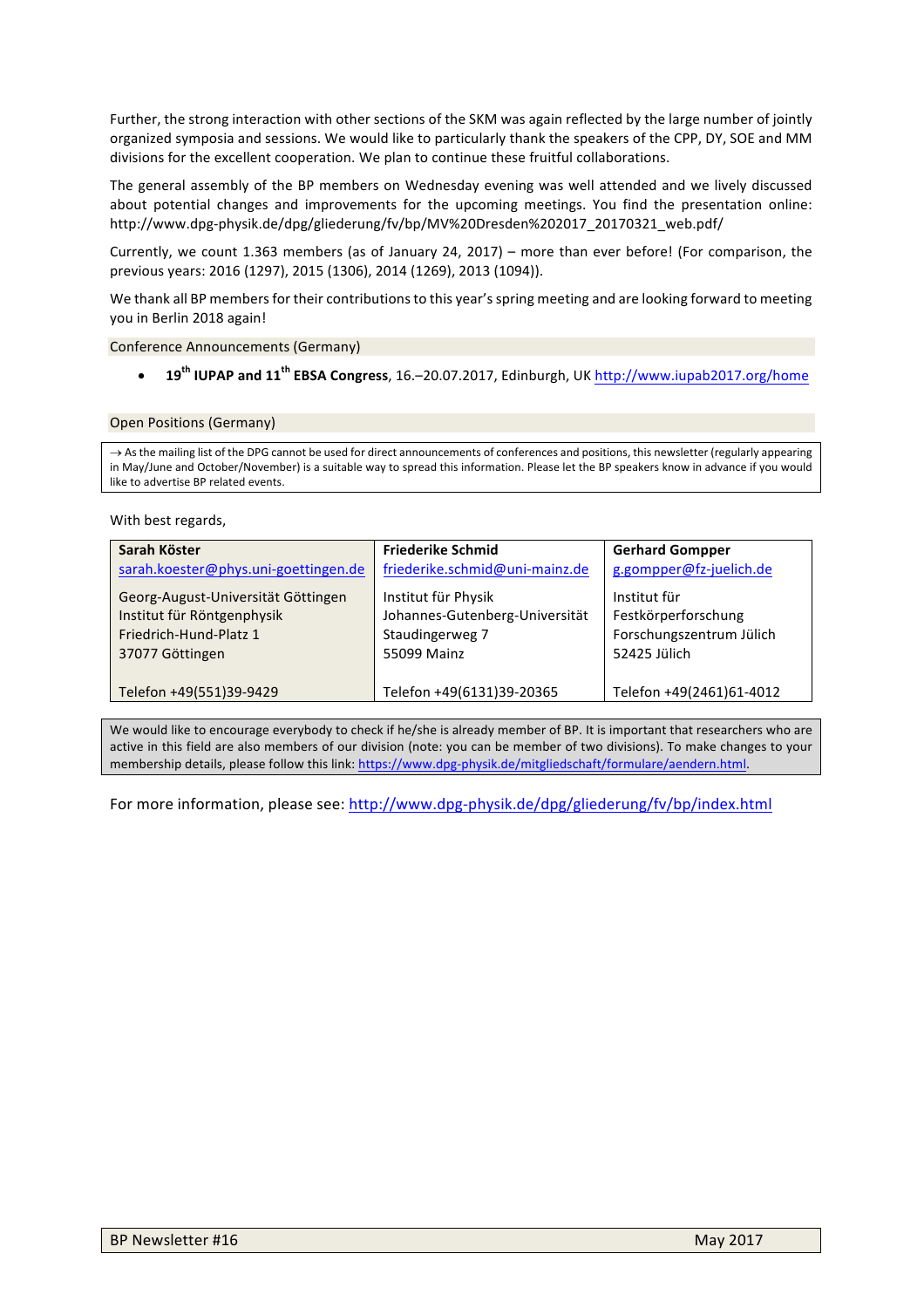Further, the strong interaction with other sections of the SKM was again reflected by the large number of jointly organized symposia and sessions. We would like to particularly thank the speakers of the CPP, DY, SOE and MM divisions for the excellent cooperation. We plan to continue these fruitful collaborations.

The general assembly of the BP members on Wednesday evening was well attended and we lively discussed about potential changes and improvements for the upcoming meetings. You find the presentation online: http://www.dpg-physik.de/dpg/gliederung/fv/bp/MV%20Dresden%202017_20170321_web.pdf/

Currently, we count 1.363 members (as of January 24, 2017) – more than ever before! (For comparison, the previous years: 2016 (1297), 2015 (1306), 2014 (1269), 2013 (1094)).

We thank all BP members for their contributions to this year's spring meeting and are looking forward to meeting you in Berlin 2018 again!

## Conference Announcements (Germany)

- **19th IUPAP and 11th EBSA Congress**, 16.–20.07.2017, Edinburgh, UK http://www.iupab2017.org/home

## Open Positions (Germany)

→ As the mailing list of the DPG cannot be used for direct announcements of conferences and positions, this newsletter (regularly appearing in May/June and October/November) is a suitable way to spread this information. Please let the BP speakers know in advance if you would like to advertise BP related events.

With best regards,

| | | |
|---|---|---|
| **Sarah Köster** | **Friederike Schmid** | **Gerhard Gompper** |
| sarah.koester@phys.uni-goettingen.de | friederike.schmid@uni-mainz.de | g.gompper@fz-juelich.de |
| Georg-August-Universität Göttingen<br>Institut für Röntgenphysik<br>Friedrich-Hund-Platz 1<br>37077 Göttingen | Institut für Physik<br>Johannes-Gutenberg-Universität<br>Staudingerweg 7<br>55099 Mainz | Institut für<br>Festkörperforschung<br>Forschungszentrum Jülich<br>52425 Jülich |
| Telefon +49(551)39-9429 | Telefon +49(6131)39-20365 | Telefon +49(2461)61-4012 |

We would like to encourage everybody to check if he/she is already member of BP. It is important that researchers who are active in this field are also members of our division (note: you can be member of two divisions). To make changes to your membership details, please follow this link: https://www.dpg-physik.de/mitgliedschaft/formulare/aendern.html.

For more information, please see: http://www.dpg-physik.de/dpg/gliederung/fv/bp/index.html